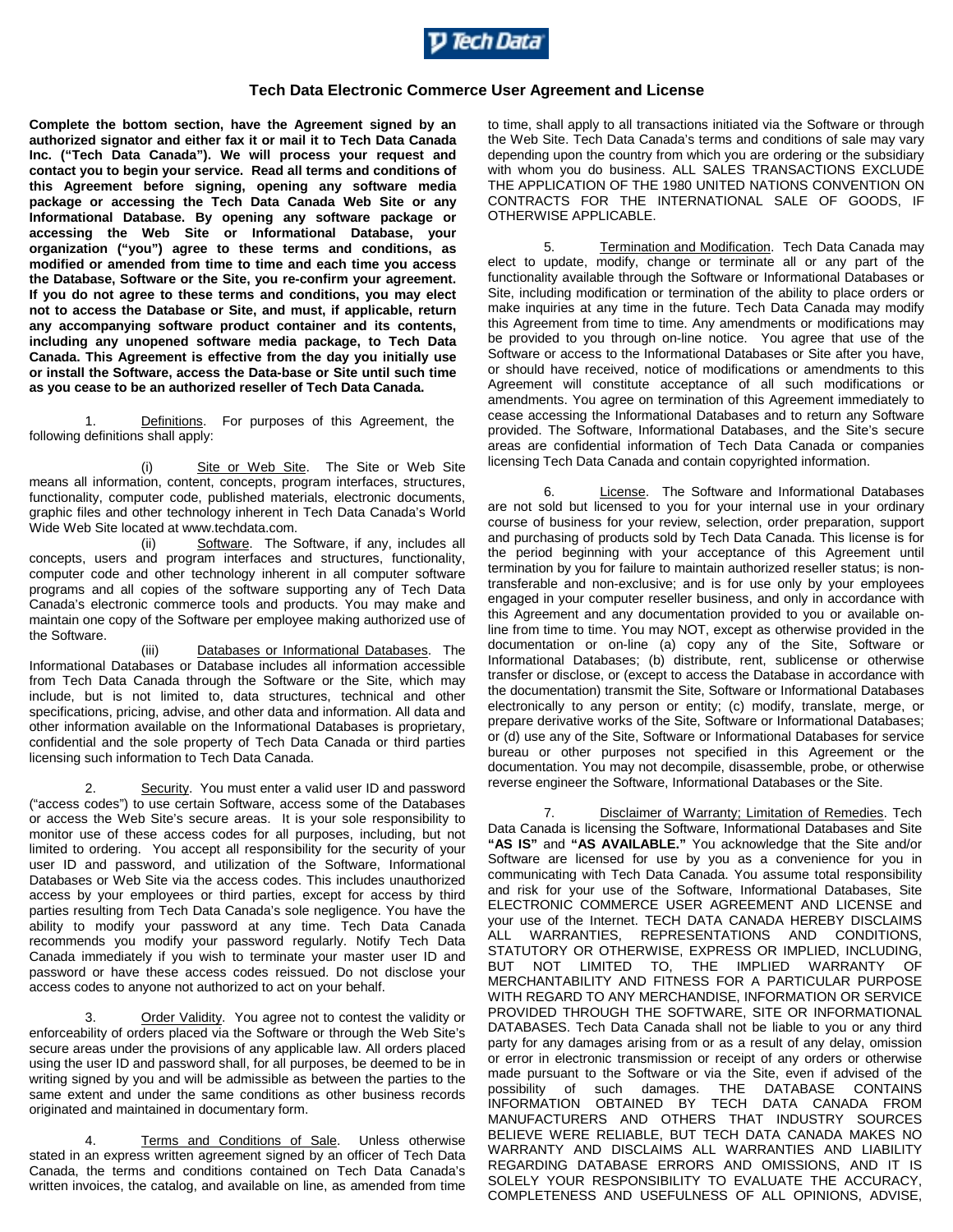# Tech Data Electronic Commerce User Agreement and License

**Complete the bottom section, have the Agreement signed by an authorized signator and either fax it or mail it to Tech Data Canada Inc. ("Tech Data Canada"). We will process your request and contact you to begin your service. Read all terms and conditions of this Agreement before signing, opening any software media package or accessing the Tech Data Canada Web Site or any Informational Database. By opening any software package or accessing the Web Site or Informational Database, your organization ("you") agree to these terms and conditions, as modified or amended from time to time and each time you access the Database, Software or the Site, you re-confirm your agreement. If you do not agree to these terms and conditions, you may elect not to access the Database or Site, and must, if applicable, return any accompanying software product container and its contents, including any unopened software media package, to Tech Data Canada. This Agreement is effective from the day you initially use or install the Software, access the Data-base or Site until such time as you cease to be an authorized reseller of Tech Data Canada.**

1. Definitions. For purposes of this Agreement, the following definitions shall apply:

(i) Site or Web Site. The Site or Web Site means all information, content, concepts, program interfaces, structures, functionality, computer code, published materials, electronic documents, graphic files and other technology inherent in Tech Data Canada's World Wide Web Site located at www.techdata.com.

(ii) Software. The Software, if any, includes all concepts, users and program interfaces and structures, functionality, computer code and other technology inherent in all computer software programs and all copies of the software supporting any of Tech Data Canada's electronic commerce tools and products. You may make and maintain one copy of the Software per employee making authorized use of the Software.

(iii) Databases or Informational Databases. The Informational Databases or Database includes all information accessible from Tech Data Canada through the Software or the Site, which may include, but is not limited to, data structures, technical and other specifications, pricing, advise, and other data and information. All data and other information available on the Informational Databases is proprietary, confidential and the sole property of Tech Data Canada or third parties licensing such information to Tech Data Canada.

2. Security. You must enter a valid user ID and password ("access codes") to use certain Software, access some of the Databases or access the Web Site's secure areas. It is your sole responsibility to monitor use of these access codes for all purposes, including, but not limited to ordering. You accept all responsibility for the security of your user ID and password, and utilization of the Software, Informational Databases or Web Site via the access codes. This includes unauthorized access by your employees or third parties, except for access by third parties resulting from Tech Data Canada's sole negligence. You have the ability to modify your password at any time. Tech Data Canada recommends you modify your password regularly. Notify Tech Data Canada immediately if you wish to terminate your master user ID and password or have these access codes reissued. Do not disclose your access codes to anyone not authorized to act on your behalf.

3. Order Validity. You agree not to contest the validity or enforceability of orders placed via the Software or through the Web Site's secure areas under the provisions of any applicable law. All orders placed using the user ID and password shall, for all purposes, be deemed to be in writing signed by you and will be admissible as between the parties to the same extent and under the same conditions as other business records originated and maintained in documentary form.

4. Terms and Conditions of Sale. Unless otherwise stated in an express written agreement signed by an officer of Tech Data Canada, the terms and conditions contained on Tech Data Canada's written invoices, the catalog, and available on line, as amended from time to time, shall apply to all transactions initiated via the Software or through the Web Site. Tech Data Canada's terms and conditions of sale may vary depending upon the country from which you are ordering or the subsidiary with whom you do business. ALL SALES TRANSACTIONS EXCLUDE THE APPLICATION OF THE 1980 UNITED NATIONS CONVENTION ON CONTRACTS FOR THE INTERNATIONAL SALE OF GOODS, IF OTHERWISE APPLICABLE.

5. Termination and Modification. Tech Data Canada may elect to update, modify, change or terminate all or any part of the functionality available through the Software or Informational Databases or Site, including modification or termination of the ability to place orders or make inquiries at any time in the future. Tech Data Canada may modify this Agreement from time to time. Any amendments or modifications may be provided to you through on-line notice. You agree that use of the Software or access to the Informational Databases or Site after you have, or should have received, notice of modifications or amendments to this Agreement will constitute acceptance of all such modifications or amendments. You agree on termination of this Agreement immediately to cease accessing the Informational Databases and to return any Software provided. The Software, Informational Databases, and the Site's secure areas are confidential information of Tech Data Canada or companies licensing Tech Data Canada and contain copyrighted information.

6. License. The Software and Informational Databases are not sold but licensed to you for your internal use in your ordinary course of business for your review, selection, order preparation, support and purchasing of products sold by Tech Data Canada. This license is for the period beginning with your acceptance of this Agreement until termination by you for failure to maintain authorized reseller status; is non-transferable and non-exclusive; and is for use only by your employees engaged in your computer reseller business, and only in accordance with this Agreement and any documentation provided to you or available on-line from time to time. You may NOT, except as otherwise provided in the documentation or on-line (a) copy any of the Site, Software or Informational Databases; (b) distribute, rent, sublicense or otherwise transfer or disclose, or (except to access the Database in accordance with the documentation) transmit the Site, Software or Informational Databases electronically to any person or entity; (c) modify, translate, merge, or prepare derivative works of the Site, Software or Informational Databases; or (d) use any of the Site, Software or Informational Databases for service bureau or other purposes not specified in this Agreement or the documentation. You may not decompile, disassemble, probe, or otherwise reverse engineer the Software, Informational Databases or the Site.

7. Disclaimer of Warranty; Limitation of Remedies. Tech Data Canada is licensing the Software, Informational Databases and Site **"AS IS"** and **"AS AVAILABLE."** You acknowledge that the Site and/or Software are licensed for use by you as a convenience for you in communicating with Tech Data Canada. You assume total responsibility and risk for your use of the Software, Informational Databases, Site ELECTRONIC COMMERCE USER AGREEMENT AND LICENSE and your use of the Internet. TECH DATA CANADA HEREBY DISCLAIMS ALL WARRANTIES, REPRESENTATIONS AND CONDITIONS, STATUTORY OR OTHERWISE, EXPRESS OR IMPLIED, INCLUDING, BUT NOT LIMITED TO, THE IMPLIED WARRANTY OF MERCHANTABILITY AND FITNESS FOR A PARTICULAR PURPOSE WITH REGARD TO ANY MERCHANDISE, INFORMATION OR SERVICE PROVIDED THROUGH THE SOFTWARE, SITE OR INFORMATIONAL DATABASES. Tech Data Canada shall not be liable to you or any third party for any damages arising from or as a result of any delay, omission or error in electronic transmission or receipt of any orders or otherwise made pursuant to the Software or via the Site, even if advised of the possibility of such damages. THE DATABASE CONTAINS INFORMATION OBTAINED BY TECH DATA CANADA FROM MANUFACTURERS AND OTHERS THAT INDUSTRY SOURCES BELIEVE WERE RELIABLE, BUT TECH DATA CANADA MAKES NO WARRANTY AND DISCLAIMS ALL WARRANTIES AND LIABILITY REGARDING DATABASE ERRORS AND OMISSIONS, AND IT IS SOLELY YOUR RESPONSIBILITY TO EVALUATE THE ACCURACY, COMPLETENESS AND USEFULNESS OF ALL OPINIONS, ADVISE,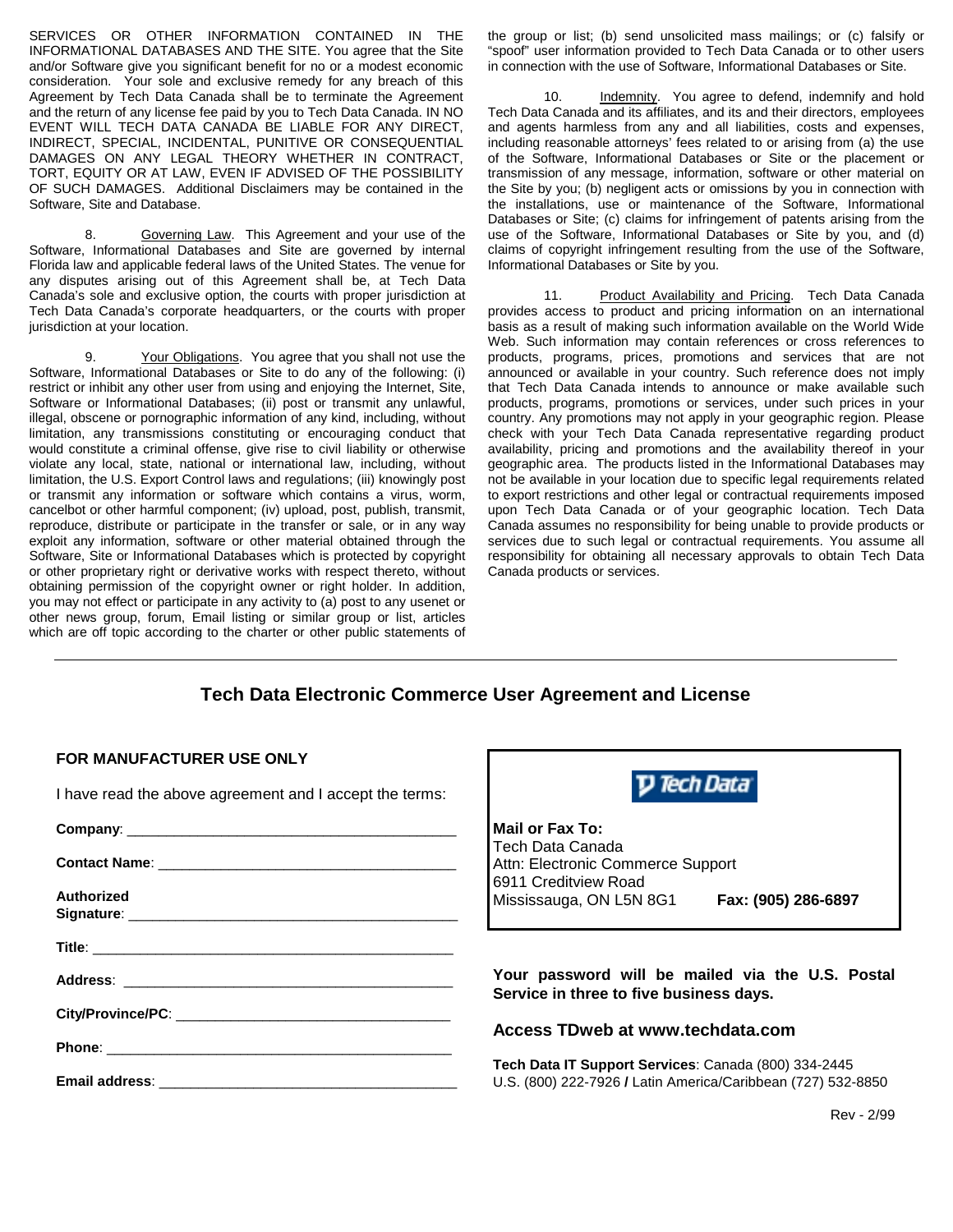SERVICES OR OTHER INFORMATION CONTAINED IN THE INFORMATIONAL DATABASES AND THE SITE. You agree that the Site and/or Software give you significant benefit for no or a modest economic consideration. Your sole and exclusive remedy for any breach of this Agreement by Tech Data Canada shall be to terminate the Agreement and the return of any license fee paid by you to Tech Data Canada. IN NO EVENT WILL TECH DATA CANADA BE LIABLE FOR ANY DIRECT, INDIRECT, SPECIAL, INCIDENTAL, PUNITIVE OR CONSEQUENTIAL DAMAGES ON ANY LEGAL THEORY WHETHER IN CONTRACT, TORT, EQUITY OR AT LAW, EVEN IF ADVISED OF THE POSSIBILITY OF SUCH DAMAGES. Additional Disclaimers may be contained in the Software, Site and Database.

8. Governing Law. This Agreement and your use of the Software, Informational Databases and Site are governed by internal Florida law and applicable federal laws of the United States. The venue for any disputes arising out of this Agreement shall be, at Tech Data Canada's sole and exclusive option, the courts with proper jurisdiction at Tech Data Canada's corporate headquarters, or the courts with proper jurisdiction at your location.

9. Your Obligations. You agree that you shall not use the Software, Informational Databases or Site to do any of the following: (i) restrict or inhibit any other user from using and enjoying the Internet, Site, Software or Informational Databases; (ii) post or transmit any unlawful, illegal, obscene or pornographic information of any kind, including, without limitation, any transmissions constituting or encouraging conduct that would constitute a criminal offense, give rise to civil liability or otherwise violate any local, state, national or international law, including, without limitation, the U.S. Export Control laws and regulations; (iii) knowingly post or transmit any information or software which contains a virus, worm, cancelbot or other harmful component; (iv) upload, post, publish, transmit, reproduce, distribute or participate in the transfer or sale, or in any way exploit any information, software or other material obtained through the Software, Site or Informational Databases which is protected by copyright or other proprietary right or derivative works with respect thereto, without obtaining permission of the copyright owner or right holder. In addition, you may not effect or participate in any activity to (a) post to any usenet or other news group, forum, Email listing or similar group or list, articles which are off topic according to the charter or other public statements of the group or list; (b) send unsolicited mass mailings; or (c) falsify or "spoof" user information provided to Tech Data Canada or to other users in connection with the use of Software, Informational Databases or Site.

10. Indemnity. You agree to defend, indemnify and hold Tech Data Canada and its affiliates, and its and their directors, employees and agents harmless from any and all liabilities, costs and expenses, including reasonable attorneys' fees related to or arising from (a) the use of the Software, Informational Databases or Site or the placement or transmission of any message, information, software or other material on the Site by you; (b) negligent acts or omissions by you in connection with the installations, use or maintenance of the Software, Informational Databases or Site; (c) claims for infringement of patents arising from the use of the Software, Informational Databases or Site by you, and (d) claims of copyright infringement resulting from the use of the Software, Informational Databases or Site by you.

11. Product Availability and Pricing. Tech Data Canada provides access to product and pricing information on an international basis as a result of making such information available on the World Wide Web. Such information may contain references or cross references to products, programs, prices, promotions and services that are not announced or available in your country. Such reference does not imply that Tech Data Canada intends to announce or make available such products, programs, promotions or services, under such prices in your country. Any promotions may not apply in your geographic region. Please check with your Tech Data Canada representative regarding product availability, pricing and promotions and the availability thereof in your geographic area. The products listed in the Informational Databases may not be available in your location due to specific legal requirements related to export restrictions and other legal or contractual requirements imposed upon Tech Data Canada or of your geographic location. Tech Data Canada assumes no responsibility for being unable to provide products or services due to such legal or contractual requirements. You assume all responsibility for obtaining all necessary approvals to obtain Tech Data Canada products or services.

---

## Tech Data Electronic Commerce User Agreement and License

**FOR MANUFACTURER USE ONLY**

I have read the above agreement and I accept the terms:

**Company**: ______________________________

**Contact Name**: ______________________________

**Authorized Signature**: ______________________________

**Title**: ______________________________

**Address**: ______________________________

**City/Province/PC**: ______________________________

**Phone**: ______________________________

**Email address**: ______________________________

Tech Data

**Mail or Fax To:**
Tech Data Canada
Attn: Electronic Commerce Support
6911 Creditview Road
Mississauga, ON L5N 8G1 **Fax: (905) 286-6897**

**Your password will be mailed via the U.S. Postal Service in three to five business days.**

**Access TDweb at www.techdata.com**

**Tech Data IT Support Services**: Canada (800) 334-2445
U.S. (800) 222-7926 **/** Latin America/Caribbean (727) 532-8850

Rev - 2/99